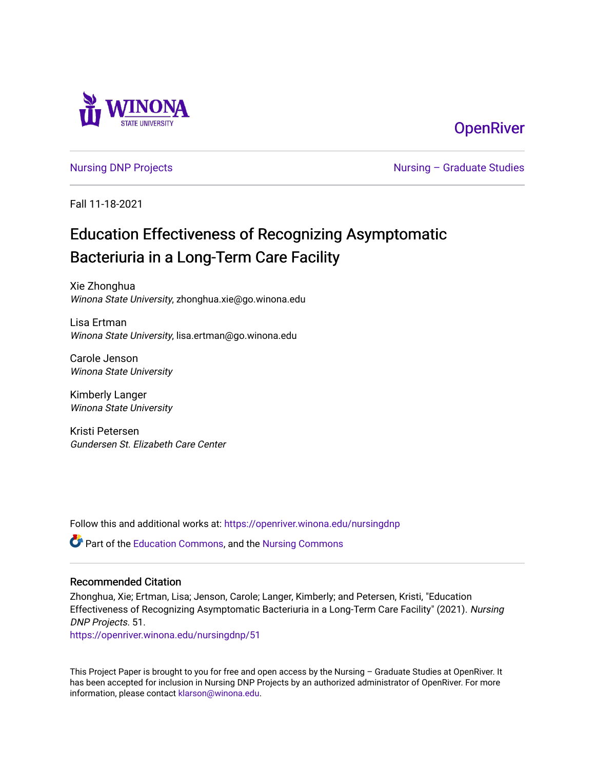OpenRiver

Nursing DNP Projects

Nursing – Graduate Studies

Fall 11-18-2021

# Education Effectiveness of Recognizing Asymptomatic Bacteriuria in a Long-Term Care Facility

Xie Zhonghua
*Winona State University*, zhonghua.xie@go.winona.edu

Lisa Ertman
*Winona State University*, lisa.ertman@go.winona.edu

Carole Jenson
*Winona State University*

Kimberly Langer
*Winona State University*

Kristi Petersen
*Gundersen St. Elizabeth Care Center*

Follow this and additional works at: https://openriver.winona.edu/nursingdnp

Part of the Education Commons, and the Nursing Commons

### Recommended Citation

Zhonghua, Xie; Ertman, Lisa; Jenson, Carole; Langer, Kimberly; and Petersen, Kristi, "Education Effectiveness of Recognizing Asymptomatic Bacteriuria in a Long-Term Care Facility" (2021). *Nursing DNP Projects*. 51.
https://openriver.winona.edu/nursingdnp/51

This Project Paper is brought to you for free and open access by the Nursing – Graduate Studies at OpenRiver. It has been accepted for inclusion in Nursing DNP Projects by an authorized administrator of OpenRiver. For more information, please contact klarson@winona.edu.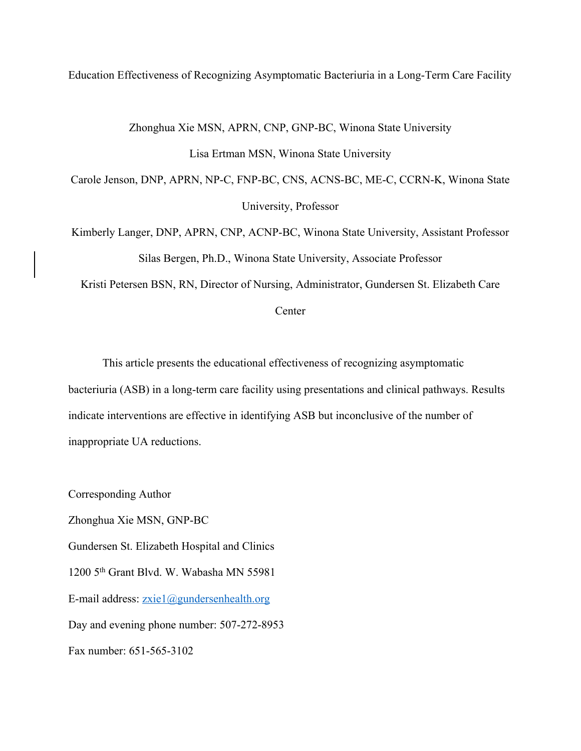# Education Effectiveness of Recognizing Asymptomatic Bacteriuria in a Long-Term Care Facility

Zhonghua Xie MSN, APRN, CNP, GNP-BC, Winona State University

Lisa Ertman MSN, Winona State University

Carole Jenson, DNP, APRN, NP-C, FNP-BC, CNS, ACNS-BC, ME-C, CCRN-K, Winona State University, Professor

Kimberly Langer, DNP, APRN, CNP, ACNP-BC, Winona State University, Assistant Professor

Silas Bergen, Ph.D., Winona State University, Associate Professor

Kristi Petersen BSN, RN, Director of Nursing, Administrator, Gundersen St. Elizabeth Care Center

This article presents the educational effectiveness of recognizing asymptomatic bacteriuria (ASB) in a long-term care facility using presentations and clinical pathways. Results indicate interventions are effective in identifying ASB but inconclusive of the number of inappropriate UA reductions.

Corresponding Author

Zhonghua Xie MSN, GNP-BC

Gundersen St. Elizabeth Hospital and Clinics

1200 5th Grant Blvd. W. Wabasha MN 55981

E-mail address: zxie1@gundersenhealth.org

Day and evening phone number: 507-272-8953

Fax number: 651-565-3102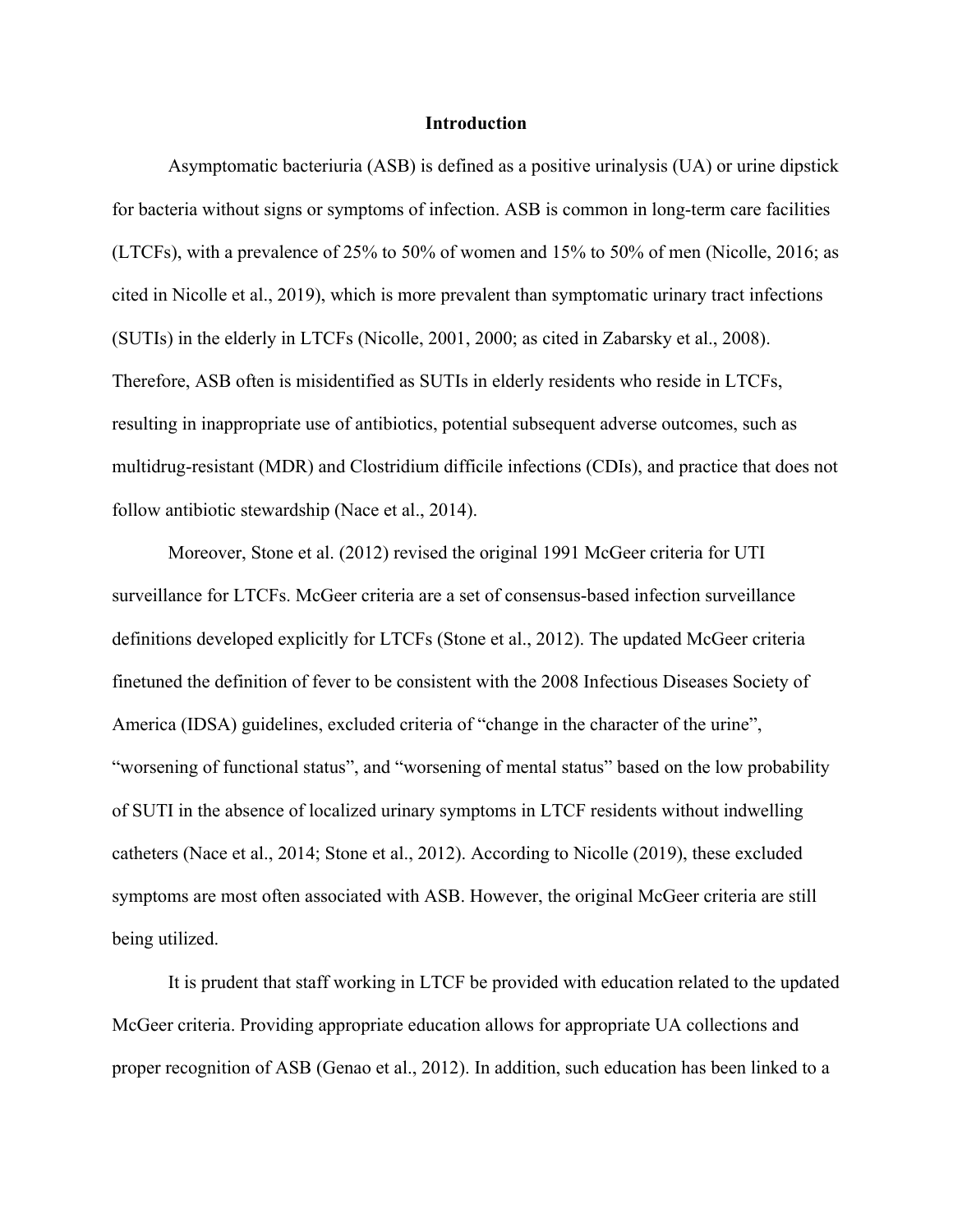# Introduction

Asymptomatic bacteriuria (ASB) is defined as a positive urinalysis (UA) or urine dipstick for bacteria without signs or symptoms of infection. ASB is common in long-term care facilities (LTCFs), with a prevalence of 25% to 50% of women and 15% to 50% of men (Nicolle, 2016; as cited in Nicolle et al., 2019), which is more prevalent than symptomatic urinary tract infections (SUTIs) in the elderly in LTCFs (Nicolle, 2001, 2000; as cited in Zabarsky et al., 2008). Therefore, ASB often is misidentified as SUTIs in elderly residents who reside in LTCFs, resulting in inappropriate use of antibiotics, potential subsequent adverse outcomes, such as multidrug-resistant (MDR) and Clostridium difficile infections (CDIs), and practice that does not follow antibiotic stewardship (Nace et al., 2014).

Moreover, Stone et al. (2012) revised the original 1991 McGeer criteria for UTI surveillance for LTCFs. McGeer criteria are a set of consensus-based infection surveillance definitions developed explicitly for LTCFs (Stone et al., 2012). The updated McGeer criteria finetuned the definition of fever to be consistent with the 2008 Infectious Diseases Society of America (IDSA) guidelines, excluded criteria of "change in the character of the urine", "worsening of functional status", and "worsening of mental status" based on the low probability of SUTI in the absence of localized urinary symptoms in LTCF residents without indwelling catheters (Nace et al., 2014; Stone et al., 2012). According to Nicolle (2019), these excluded symptoms are most often associated with ASB. However, the original McGeer criteria are still being utilized.

It is prudent that staff working in LTCF be provided with education related to the updated McGeer criteria. Providing appropriate education allows for appropriate UA collections and proper recognition of ASB (Genao et al., 2012). In addition, such education has been linked to a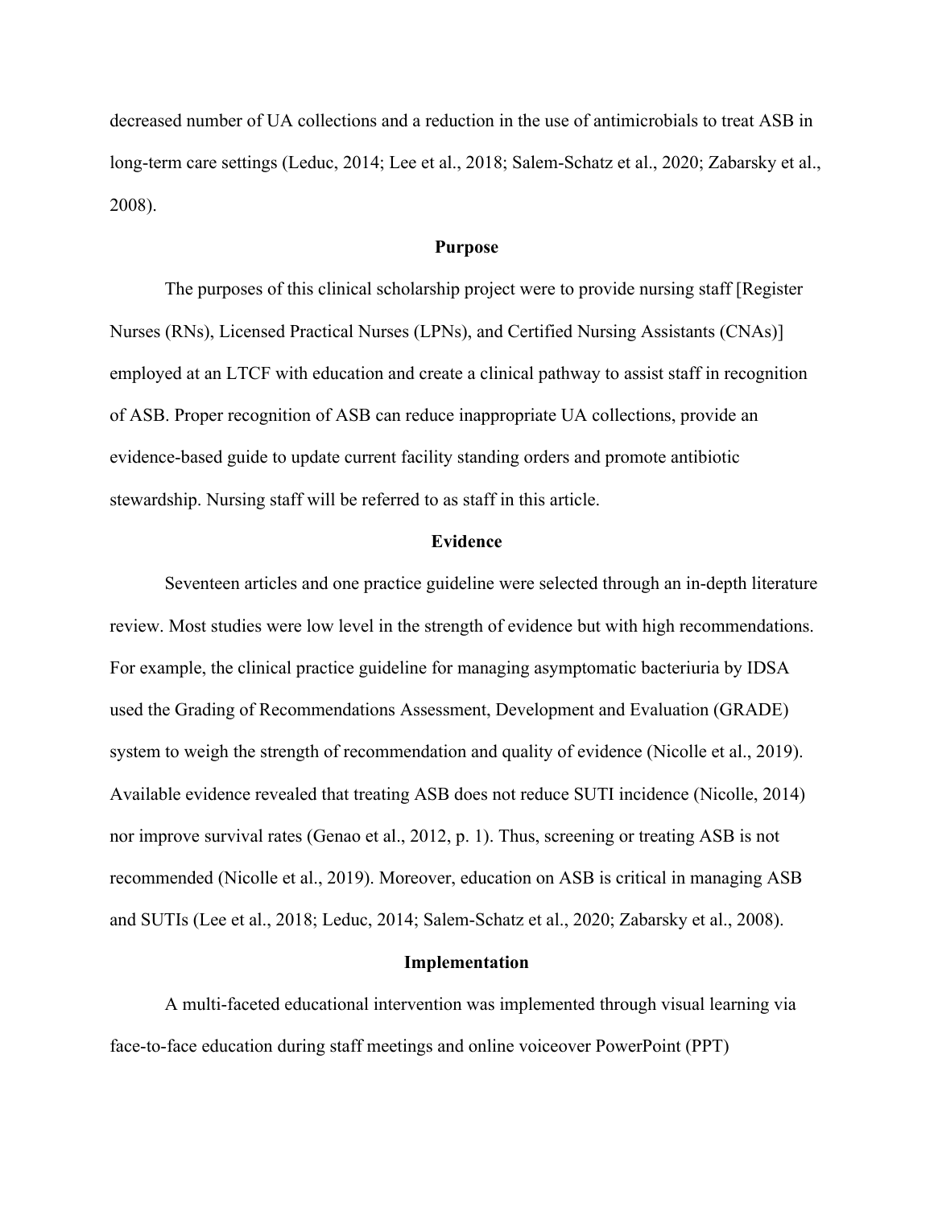decreased number of UA collections and a reduction in the use of antimicrobials to treat ASB in long-term care settings (Leduc, 2014; Lee et al., 2018; Salem-Schatz et al., 2020; Zabarsky et al., 2008).

## Purpose

The purposes of this clinical scholarship project were to provide nursing staff [Register Nurses (RNs), Licensed Practical Nurses (LPNs), and Certified Nursing Assistants (CNAs)] employed at an LTCF with education and create a clinical pathway to assist staff in recognition of ASB. Proper recognition of ASB can reduce inappropriate UA collections, provide an evidence-based guide to update current facility standing orders and promote antibiotic stewardship. Nursing staff will be referred to as staff in this article.

## Evidence

Seventeen articles and one practice guideline were selected through an in-depth literature review. Most studies were low level in the strength of evidence but with high recommendations. For example, the clinical practice guideline for managing asymptomatic bacteriuria by IDSA used the Grading of Recommendations Assessment, Development and Evaluation (GRADE) system to weigh the strength of recommendation and quality of evidence (Nicolle et al., 2019). Available evidence revealed that treating ASB does not reduce SUTI incidence (Nicolle, 2014) nor improve survival rates (Genao et al., 2012, p. 1). Thus, screening or treating ASB is not recommended (Nicolle et al., 2019). Moreover, education on ASB is critical in managing ASB and SUTIs (Lee et al., 2018; Leduc, 2014; Salem-Schatz et al., 2020; Zabarsky et al., 2008).

## Implementation

A multi-faceted educational intervention was implemented through visual learning via face-to-face education during staff meetings and online voiceover PowerPoint (PPT)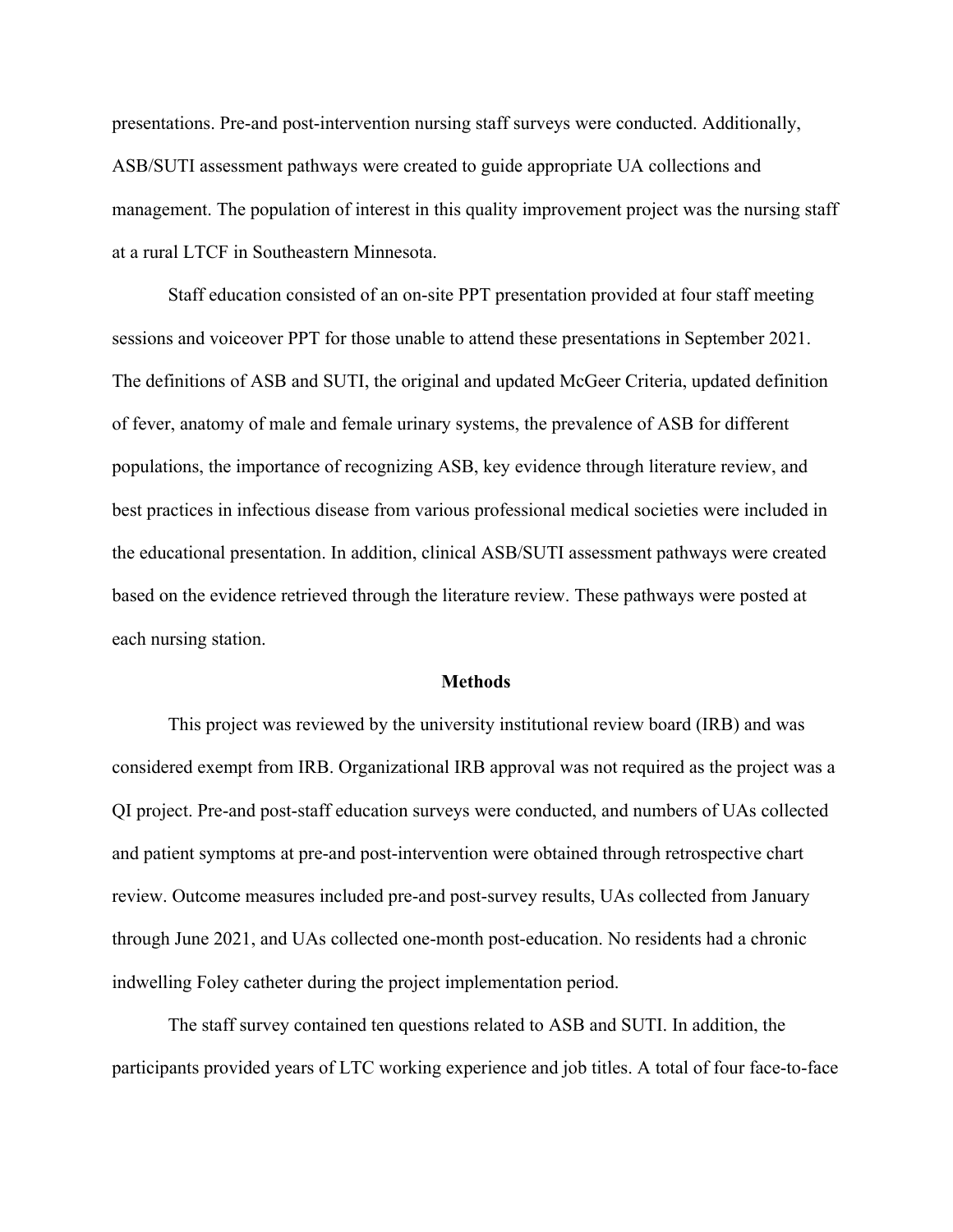presentations. Pre-and post-intervention nursing staff surveys were conducted. Additionally, ASB/SUTI assessment pathways were created to guide appropriate UA collections and management. The population of interest in this quality improvement project was the nursing staff at a rural LTCF in Southeastern Minnesota.

Staff education consisted of an on-site PPT presentation provided at four staff meeting sessions and voiceover PPT for those unable to attend these presentations in September 2021. The definitions of ASB and SUTI, the original and updated McGeer Criteria, updated definition of fever, anatomy of male and female urinary systems, the prevalence of ASB for different populations, the importance of recognizing ASB, key evidence through literature review, and best practices in infectious disease from various professional medical societies were included in the educational presentation. In addition, clinical ASB/SUTI assessment pathways were created based on the evidence retrieved through the literature review. These pathways were posted at each nursing station.

## Methods

This project was reviewed by the university institutional review board (IRB) and was considered exempt from IRB. Organizational IRB approval was not required as the project was a QI project. Pre-and post-staff education surveys were conducted, and numbers of UAs collected and patient symptoms at pre-and post-intervention were obtained through retrospective chart review. Outcome measures included pre-and post-survey results, UAs collected from January through June 2021, and UAs collected one-month post-education. No residents had a chronic indwelling Foley catheter during the project implementation period.

The staff survey contained ten questions related to ASB and SUTI. In addition, the participants provided years of LTC working experience and job titles. A total of four face-to-face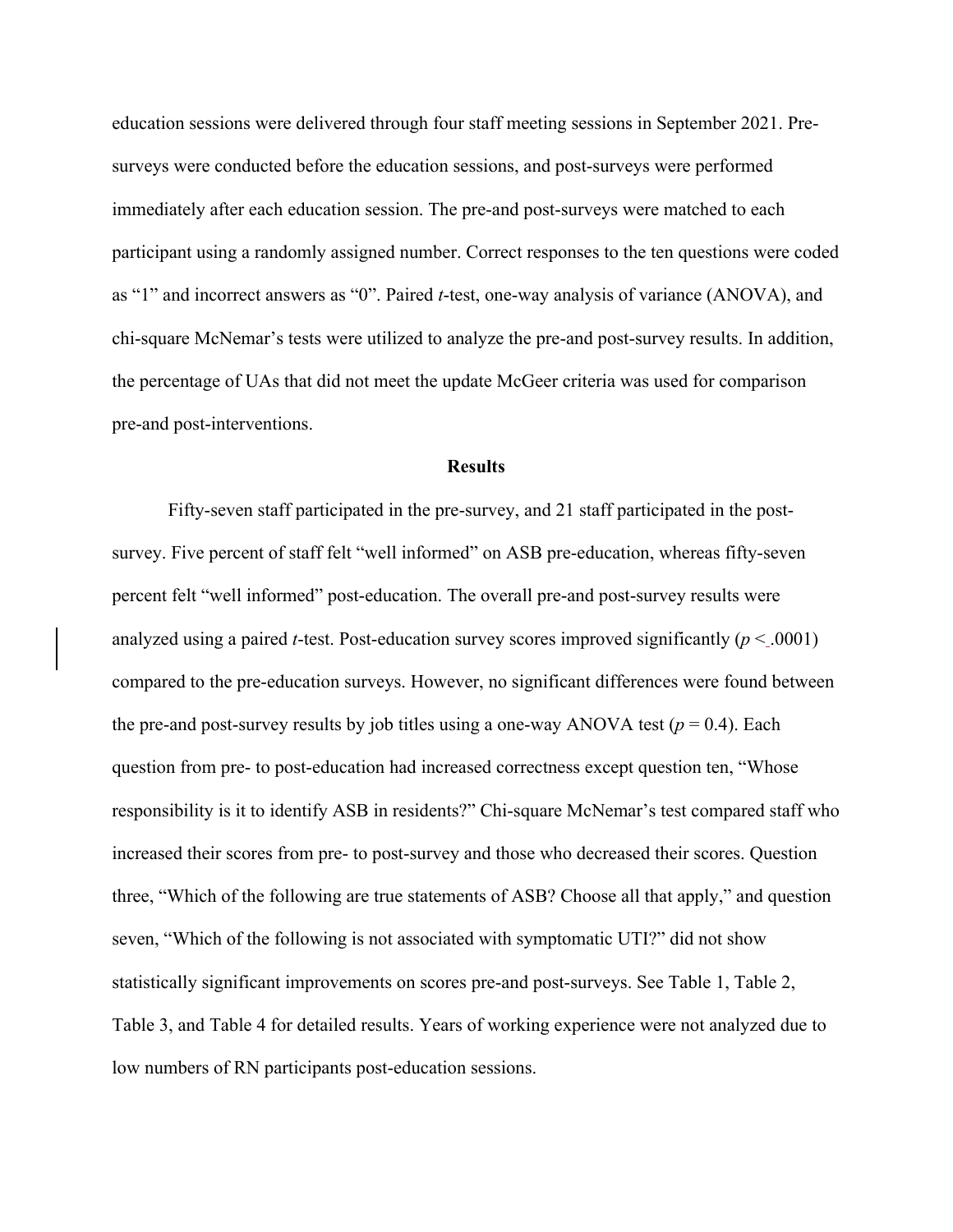education sessions were delivered through four staff meeting sessions in September 2021. Pre-surveys were conducted before the education sessions, and post-surveys were performed immediately after each education session. The pre-and post-surveys were matched to each participant using a randomly assigned number. Correct responses to the ten questions were coded as "1" and incorrect answers as "0". Paired *t*-test, one-way analysis of variance (ANOVA), and chi-square McNemar's tests were utilized to analyze the pre-and post-survey results. In addition, the percentage of UAs that did not meet the update McGeer criteria was used for comparison pre-and post-interventions.

## Results

Fifty-seven staff participated in the pre-survey, and 21 staff participated in the post-survey. Five percent of staff felt "well informed" on ASB pre-education, whereas fifty-seven percent felt "well informed" post-education. The overall pre-and post-survey results were analyzed using a paired *t*-test. Post-education survey scores improved significantly ($p < .0001$) compared to the pre-education surveys. However, no significant differences were found between the pre-and post-survey results by job titles using a one-way ANOVA test ($p = 0.4$). Each question from pre- to post-education had increased correctness except question ten, "Whose responsibility is it to identify ASB in residents?" Chi-square McNemar's test compared staff who increased their scores from pre- to post-survey and those who decreased their scores. Question three, "Which of the following are true statements of ASB? Choose all that apply," and question seven, "Which of the following is not associated with symptomatic UTI?" did not show statistically significant improvements on scores pre-and post-surveys. See Table 1, Table 2, Table 3, and Table 4 for detailed results. Years of working experience were not analyzed due to low numbers of RN participants post-education sessions.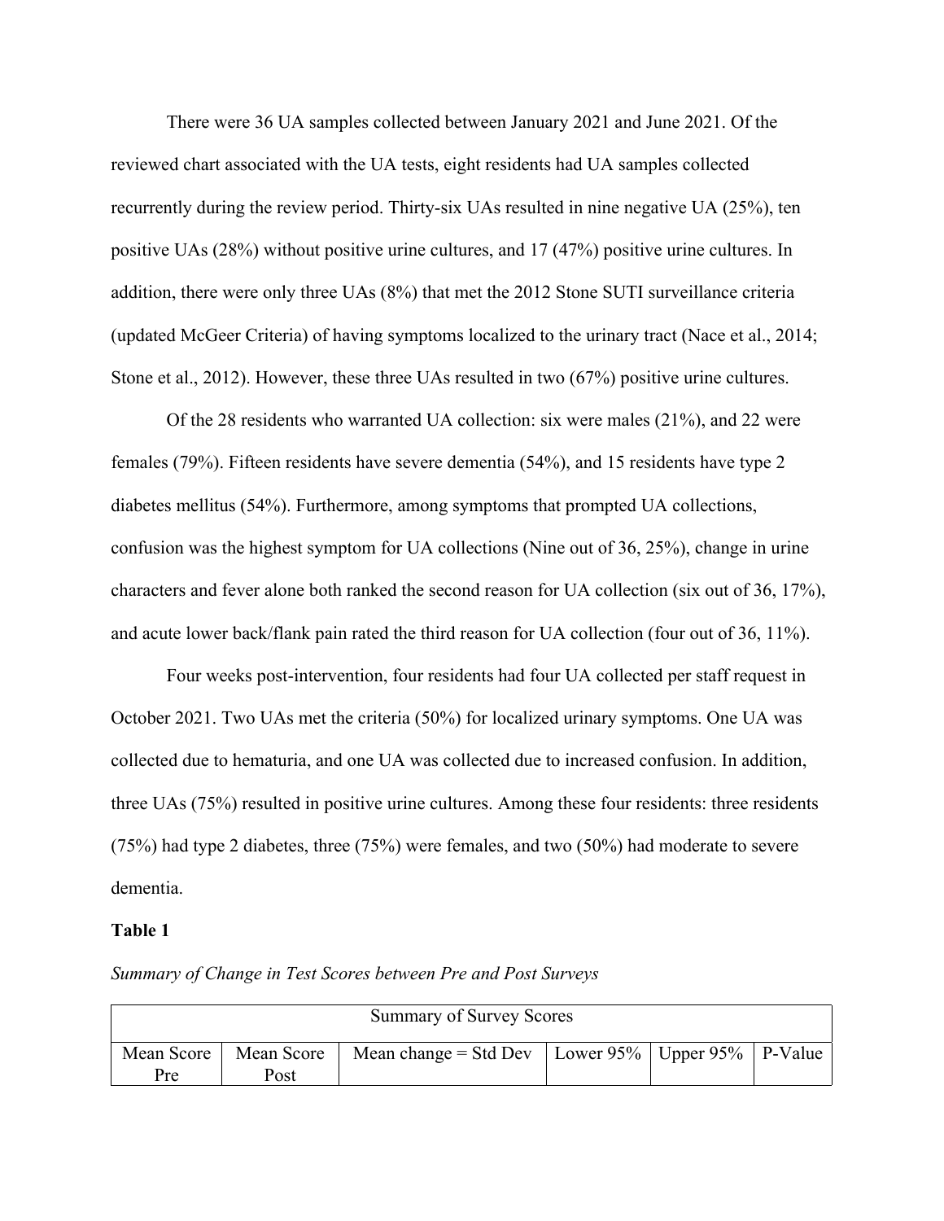There were 36 UA samples collected between January 2021 and June 2021. Of the reviewed chart associated with the UA tests, eight residents had UA samples collected recurrently during the review period. Thirty-six UAs resulted in nine negative UA (25%), ten positive UAs (28%) without positive urine cultures, and 17 (47%) positive urine cultures. In addition, there were only three UAs (8%) that met the 2012 Stone SUTI surveillance criteria (updated McGeer Criteria) of having symptoms localized to the urinary tract (Nace et al., 2014; Stone et al., 2012). However, these three UAs resulted in two (67%) positive urine cultures.

Of the 28 residents who warranted UA collection: six were males (21%), and 22 were females (79%). Fifteen residents have severe dementia (54%), and 15 residents have type 2 diabetes mellitus (54%). Furthermore, among symptoms that prompted UA collections, confusion was the highest symptom for UA collections (Nine out of 36, 25%), change in urine characters and fever alone both ranked the second reason for UA collection (six out of 36, 17%), and acute lower back/flank pain rated the third reason for UA collection (four out of 36, 11%).

Four weeks post-intervention, four residents had four UA collected per staff request in October 2021. Two UAs met the criteria (50%) for localized urinary symptoms. One UA was collected due to hematuria, and one UA was collected due to increased confusion. In addition, three UAs (75%) resulted in positive urine cultures. Among these four residents: three residents (75%) had type 2 diabetes, three (75%) were females, and two (50%) had moderate to severe dementia.

**Table 1**

*Summary of Change in Test Scores between Pre and Post Surveys*

| Summary of Survey Scores | | | | | |
|---|---|---|---|---|---|
| Mean Score Pre | Mean Score Post | Mean change = Std Dev | Lower 95% | Upper 95% | P-Value |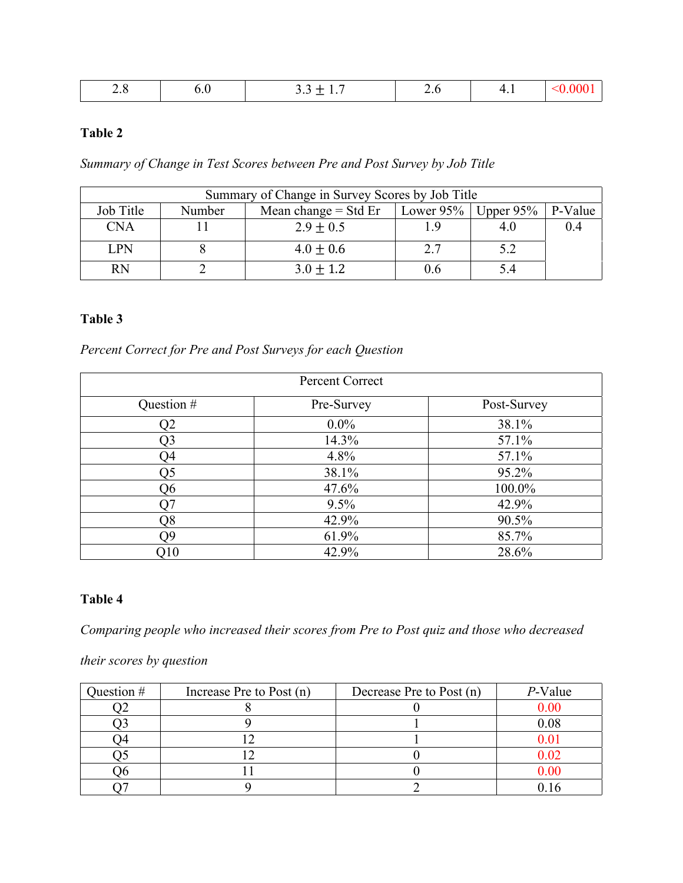| 2.8 | 6.0 | 3.3 ± 1.7 | 2.6 | 4.1 | <0.0001 |
|---|---|---|---|---|---|

**Table 2**

*Summary of Change in Test Scores between Pre and Post Survey by Job Title*

| Summary of Change in Survey Scores by Job Title | | | | | |
|---|---|---|---|---|---|
| Job Title | Number | Mean change = Std Er | Lower 95% | Upper 95% | P-Value |
| CNA | 11 | 2.9 ± 0.5 | 1.9 | 4.0 | 0.4 |
| LPN | 8 | 4.0 ± 0.6 | 2.7 | 5.2 | |
| RN | 2 | 3.0 ± 1.2 | 0.6 | 5.4 | |

**Table 3**

*Percent Correct for Pre and Post Surveys for each Question*

| Percent Correct | | |
|---|---|---|
| Question # | Pre-Survey | Post-Survey |
| Q2 | 0.0% | 38.1% |
| Q3 | 14.3% | 57.1% |
| Q4 | 4.8% | 57.1% |
| Q5 | 38.1% | 95.2% |
| Q6 | 47.6% | 100.0% |
| Q7 | 9.5% | 42.9% |
| Q8 | 42.9% | 90.5% |
| Q9 | 61.9% | 85.7% |
| Q10 | 42.9% | 28.6% |

**Table 4**

*Comparing people who increased their scores from Pre to Post quiz and those who decreased their scores by question*

| Question # | Increase Pre to Post (n) | Decrease Pre to Post (n) | *P*-Value |
|---|---|---|---|
| Q2 | 8 | 0 | 0.00 |
| Q3 | 9 | 1 | 0.08 |
| Q4 | 12 | 1 | 0.01 |
| Q5 | 12 | 0 | 0.02 |
| Q6 | 11 | 0 | 0.00 |
| Q7 | 9 | 2 | 0.16 |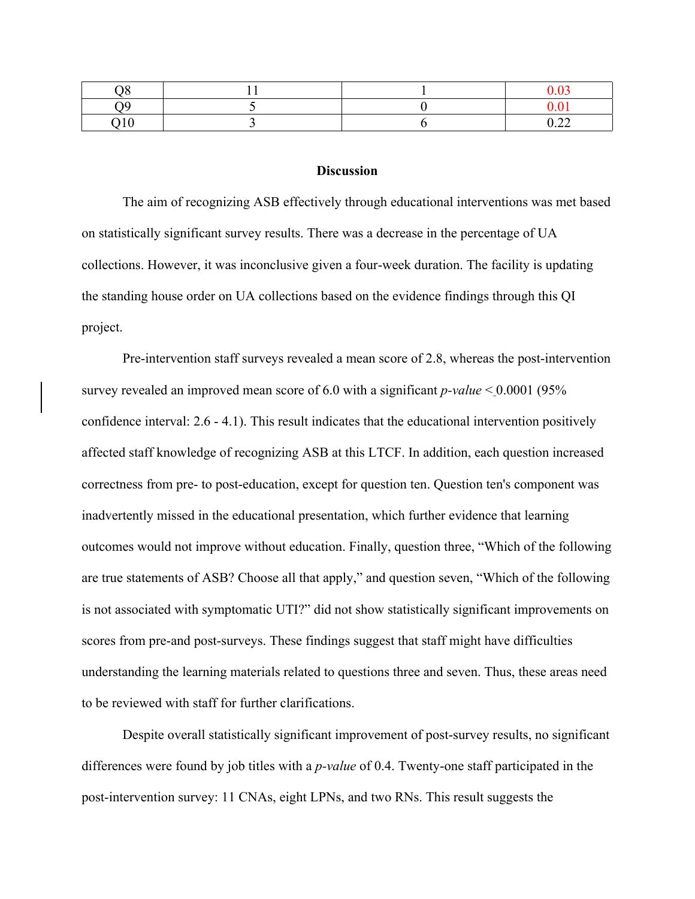| Q8 | 11 | 1 | 0.03 |
|---|---|---|---|
| Q9 | 5 | 0 | 0.01 |
| Q10 | 3 | 6 | 0.22 |

## Discussion

The aim of recognizing ASB effectively through educational interventions was met based on statistically significant survey results. There was a decrease in the percentage of UA collections. However, it was inconclusive given a four-week duration. The facility is updating the standing house order on UA collections based on the evidence findings through this QI project.

Pre-intervention staff surveys revealed a mean score of 2.8, whereas the post-intervention survey revealed an improved mean score of 6.0 with a significant *p-value* $\leq$ 0.0001 (95% confidence interval: 2.6 - 4.1). This result indicates that the educational intervention positively affected staff knowledge of recognizing ASB at this LTCF. In addition, each question increased correctness from pre- to post-education, except for question ten. Question ten's component was inadvertently missed in the educational presentation, which further evidence that learning outcomes would not improve without education. Finally, question three, "Which of the following are true statements of ASB? Choose all that apply," and question seven, "Which of the following is not associated with symptomatic UTI?" did not show statistically significant improvements on scores from pre-and post-surveys. These findings suggest that staff might have difficulties understanding the learning materials related to questions three and seven. Thus, these areas need to be reviewed with staff for further clarifications.

Despite overall statistically significant improvement of post-survey results, no significant differences were found by job titles with a *p-value* of 0.4. Twenty-one staff participated in the post-intervention survey: 11 CNAs, eight LPNs, and two RNs. This result suggests the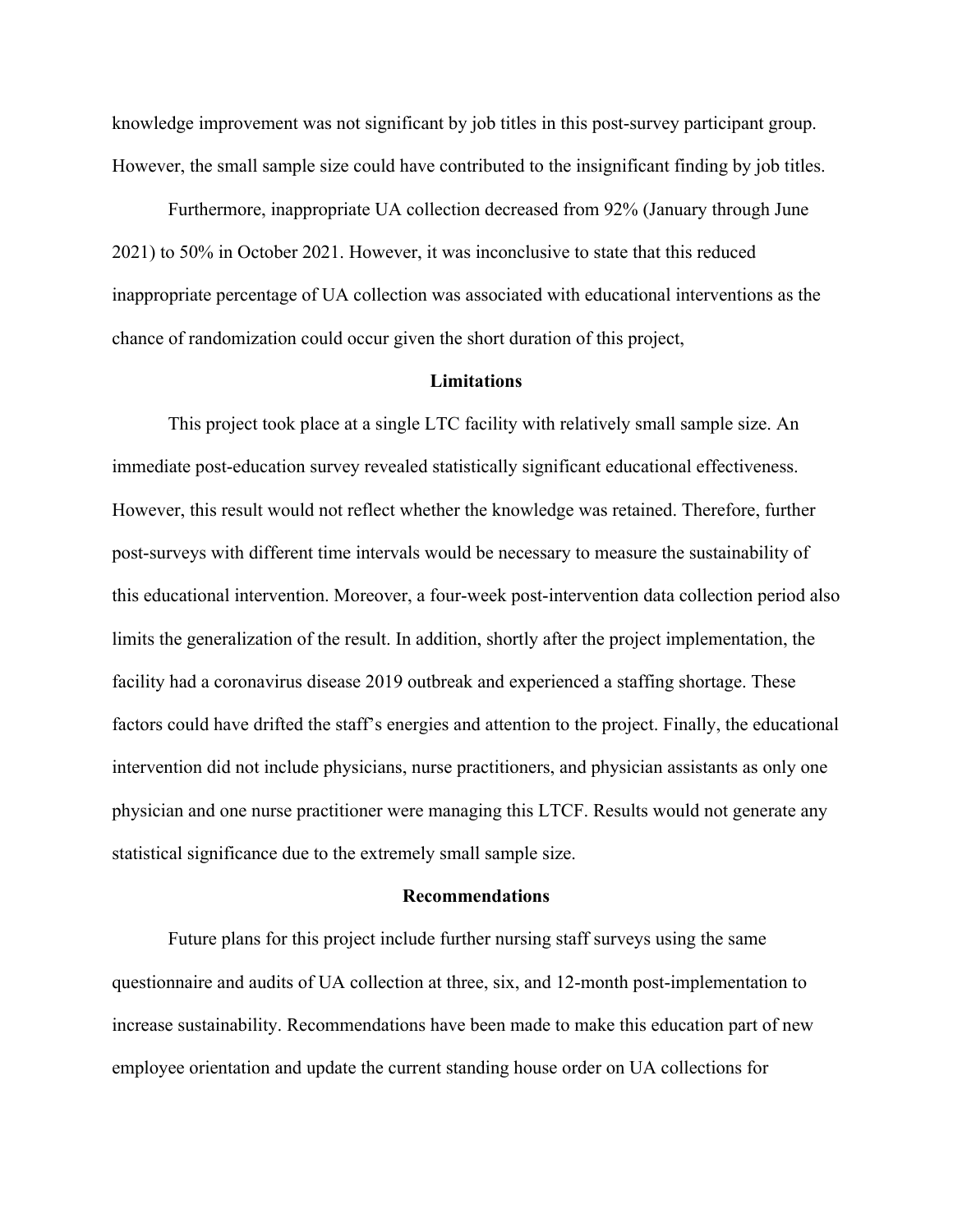knowledge improvement was not significant by job titles in this post-survey participant group. However, the small sample size could have contributed to the insignificant finding by job titles.

Furthermore, inappropriate UA collection decreased from 92% (January through June 2021) to 50% in October 2021. However, it was inconclusive to state that this reduced inappropriate percentage of UA collection was associated with educational interventions as the chance of randomization could occur given the short duration of this project,

## Limitations

This project took place at a single LTC facility with relatively small sample size. An immediate post-education survey revealed statistically significant educational effectiveness. However, this result would not reflect whether the knowledge was retained. Therefore, further post-surveys with different time intervals would be necessary to measure the sustainability of this educational intervention. Moreover, a four-week post-intervention data collection period also limits the generalization of the result. In addition, shortly after the project implementation, the facility had a coronavirus disease 2019 outbreak and experienced a staffing shortage. These factors could have drifted the staff's energies and attention to the project. Finally, the educational intervention did not include physicians, nurse practitioners, and physician assistants as only one physician and one nurse practitioner were managing this LTCF. Results would not generate any statistical significance due to the extremely small sample size.

## Recommendations

Future plans for this project include further nursing staff surveys using the same questionnaire and audits of UA collection at three, six, and 12-month post-implementation to increase sustainability. Recommendations have been made to make this education part of new employee orientation and update the current standing house order on UA collections for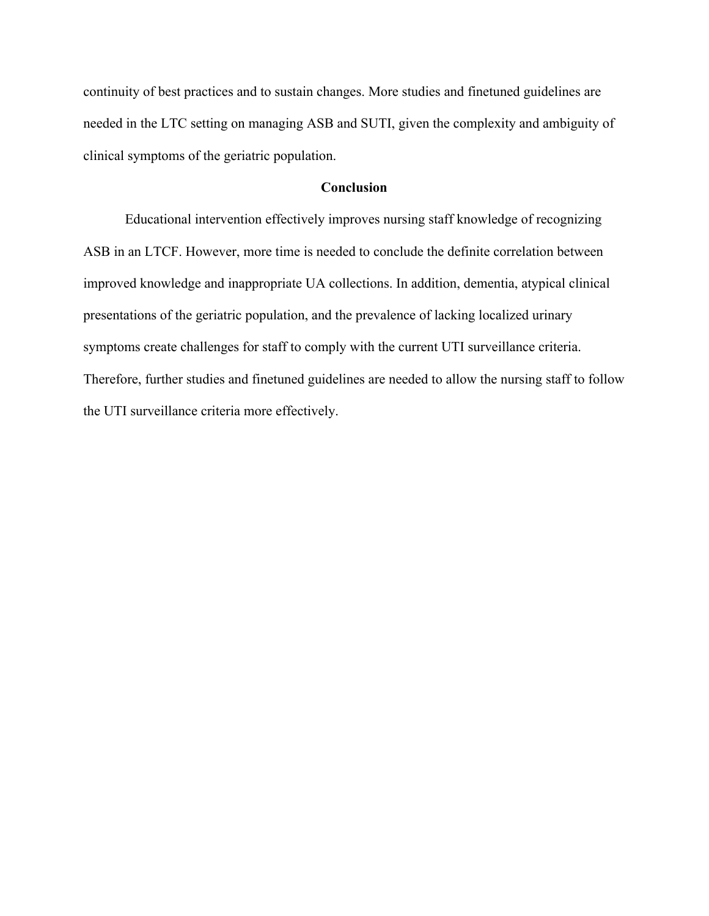continuity of best practices and to sustain changes. More studies and finetuned guidelines are needed in the LTC setting on managing ASB and SUTI, given the complexity and ambiguity of clinical symptoms of the geriatric population.

## Conclusion

Educational intervention effectively improves nursing staff knowledge of recognizing ASB in an LTCF. However, more time is needed to conclude the definite correlation between improved knowledge and inappropriate UA collections. In addition, dementia, atypical clinical presentations of the geriatric population, and the prevalence of lacking localized urinary symptoms create challenges for staff to comply with the current UTI surveillance criteria. Therefore, further studies and finetuned guidelines are needed to allow the nursing staff to follow the UTI surveillance criteria more effectively.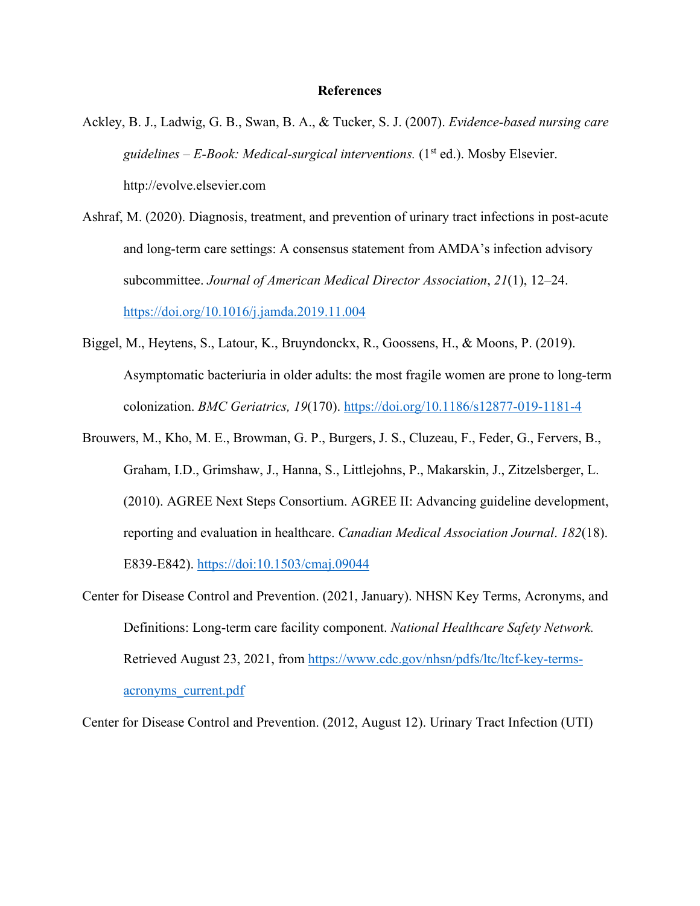**References**

Ackley, B. J., Ladwig, G. B., Swan, B. A., & Tucker, S. J. (2007). *Evidence-based nursing care guidelines – E-Book: Medical-surgical interventions.* (1st ed.). Mosby Elsevier. http://evolve.elsevier.com

Ashraf, M. (2020). Diagnosis, treatment, and prevention of urinary tract infections in post-acute and long-term care settings: A consensus statement from AMDA's infection advisory subcommittee. *Journal of American Medical Director Association*, *21*(1), 12–24. https://doi.org/10.1016/j.jamda.2019.11.004

Biggel, M., Heytens, S., Latour, K., Bruyndonckx, R., Goossens, H., & Moons, P. (2019). Asymptomatic bacteriuria in older adults: the most fragile women are prone to long-term colonization. *BMC Geriatrics, 19*(170). https://doi.org/10.1186/s12877-019-1181-4

Brouwers, M., Kho, M. E., Browman, G. P., Burgers, J. S., Cluzeau, F., Feder, G., Fervers, B., Graham, I.D., Grimshaw, J., Hanna, S., Littlejohns, P., Makarskin, J., Zitzelsberger, L. (2010). AGREE Next Steps Consortium. AGREE II: Advancing guideline development, reporting and evaluation in healthcare. *Canadian Medical Association Journal*. *182*(18). E839-E842). https://doi:10.1503/cmaj.09044

Center for Disease Control and Prevention. (2021, January). NHSN Key Terms, Acronyms, and Definitions: Long-term care facility component. *National Healthcare Safety Network.* Retrieved August 23, 2021, from https://www.cdc.gov/nhsn/pdfs/ltc/ltcf-key-terms-acronyms_current.pdf

Center for Disease Control and Prevention. (2012, August 12). Urinary Tract Infection (UTI)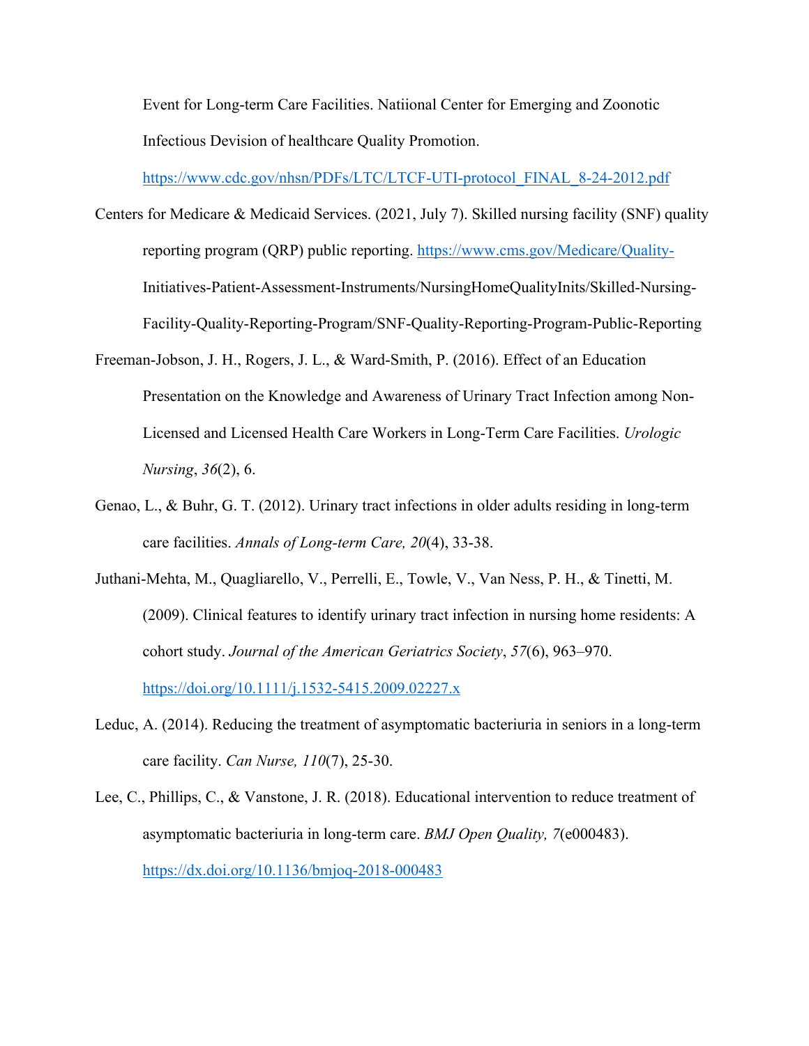Event for Long-term Care Facilities. Natiional Center for Emerging and Zoonotic Infectious Devision of healthcare Quality Promotion. https://www.cdc.gov/nhsn/PDFs/LTC/LTCF-UTI-protocol_FINAL_8-24-2012.pdf

Centers for Medicare & Medicaid Services. (2021, July 7). Skilled nursing facility (SNF) quality reporting program (QRP) public reporting. https://www.cms.gov/Medicare/Quality-Initiatives-Patient-Assessment-Instruments/NursingHomeQualityInits/Skilled-Nursing-Facility-Quality-Reporting-Program/SNF-Quality-Reporting-Program-Public-Reporting

Freeman-Jobson, J. H., Rogers, J. L., & Ward-Smith, P. (2016). Effect of an Education Presentation on the Knowledge and Awareness of Urinary Tract Infection among Non-Licensed and Licensed Health Care Workers in Long-Term Care Facilities. *Urologic Nursing*, *36*(2), 6.

Genao, L., & Buhr, G. T. (2012). Urinary tract infections in older adults residing in long-term care facilities. *Annals of Long-term Care, 20*(4), 33-38.

Juthani-Mehta, M., Quagliarello, V., Perrelli, E., Towle, V., Van Ness, P. H., & Tinetti, M. (2009). Clinical features to identify urinary tract infection in nursing home residents: A cohort study. *Journal of the American Geriatrics Society*, *57*(6), 963–970. https://doi.org/10.1111/j.1532-5415.2009.02227.x

Leduc, A. (2014). Reducing the treatment of asymptomatic bacteriuria in seniors in a long-term care facility. *Can Nurse, 110*(7), 25-30.

Lee, C., Phillips, C., & Vanstone, J. R. (2018). Educational intervention to reduce treatment of asymptomatic bacteriuria in long-term care. *BMJ Open Quality, 7*(e000483). https://dx.doi.org/10.1136/bmjoq-2018-000483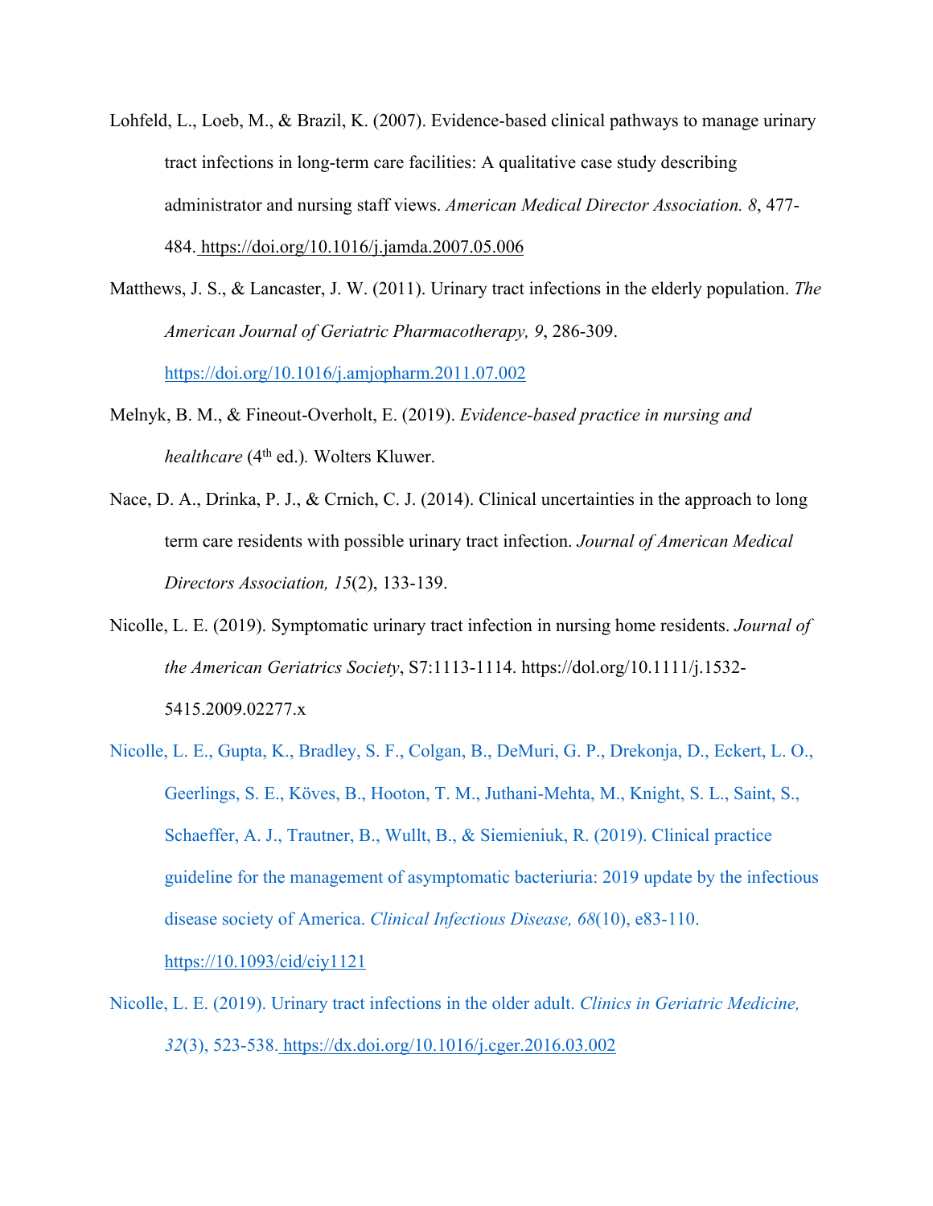Lohfeld, L., Loeb, M., & Brazil, K. (2007). Evidence-based clinical pathways to manage urinary tract infections in long-term care facilities: A qualitative case study describing administrator and nursing staff views. *American Medical Director Association. 8*, 477-484. https://doi.org/10.1016/j.jamda.2007.05.006

Matthews, J. S., & Lancaster, J. W. (2011). Urinary tract infections in the elderly population. *The American Journal of Geriatric Pharmacotherapy, 9*, 286-309. https://doi.org/10.1016/j.amjopharm.2011.07.002

Melnyk, B. M., & Fineout-Overholt, E. (2019). *Evidence-based practice in nursing and healthcare* (4th ed.). Wolters Kluwer.

Nace, D. A., Drinka, P. J., & Crnich, C. J. (2014). Clinical uncertainties in the approach to long term care residents with possible urinary tract infection. *Journal of American Medical Directors Association, 15*(2), 133-139.

Nicolle, L. E. (2019). Symptomatic urinary tract infection in nursing home residents. *Journal of the American Geriatrics Society*, S7:1113-1114. https://dol.org/10.1111/j.1532-5415.2009.02277.x

Nicolle, L. E., Gupta, K., Bradley, S. F., Colgan, B., DeMuri, G. P., Drekonja, D., Eckert, L. O., Geerlings, S. E., Köves, B., Hooton, T. M., Juthani-Mehta, M., Knight, S. L., Saint, S., Schaeffer, A. J., Trautner, B., Wullt, B., & Siemieniuk, R. (2019). Clinical practice guideline for the management of asymptomatic bacteriuria: 2019 update by the infectious disease society of America. *Clinical Infectious Disease, 68*(10), e83-110. https://10.1093/cid/ciy1121

Nicolle, L. E. (2019). Urinary tract infections in the older adult. *Clinics in Geriatric Medicine, 32*(3), 523-538. https://dx.doi.org/10.1016/j.cger.2016.03.002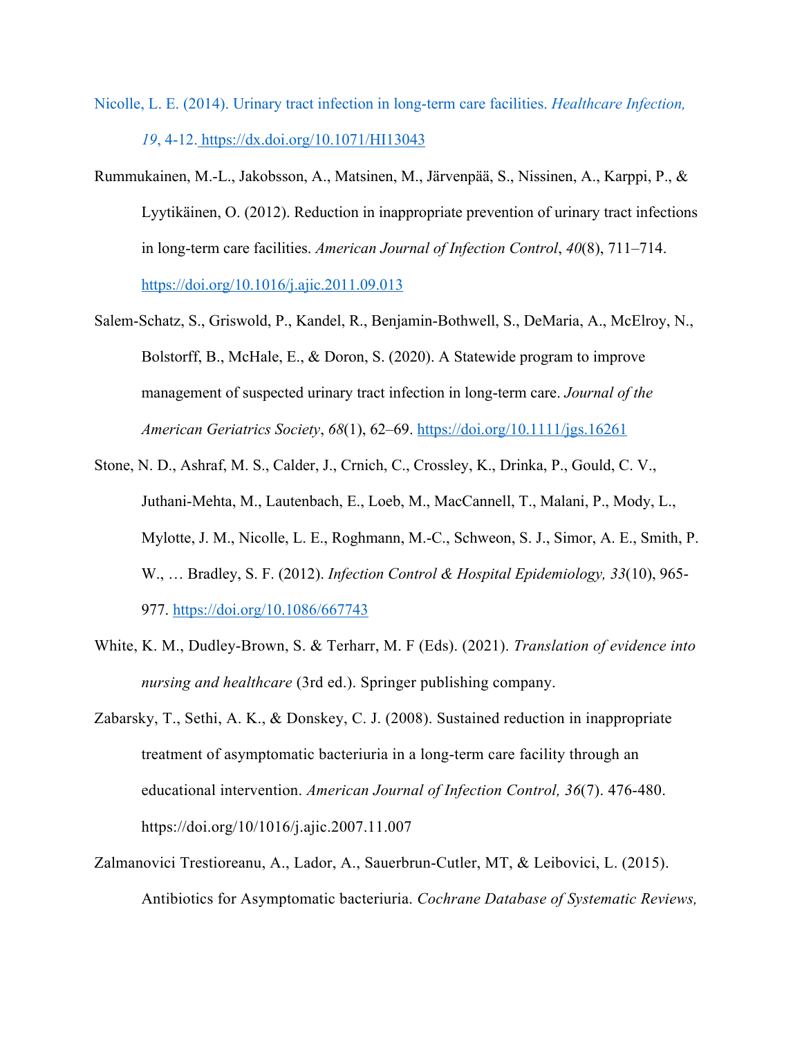Nicolle, L. E. (2014). Urinary tract infection in long-term care facilities. *Healthcare Infection, 19*, 4-12. https://dx.doi.org/10.1071/HI13043

Rummukainen, M.-L., Jakobsson, A., Matsinen, M., Järvenpää, S., Nissinen, A., Karppi, P., & Lyytikäinen, O. (2012). Reduction in inappropriate prevention of urinary tract infections in long-term care facilities. *American Journal of Infection Control*, *40*(8), 711–714. https://doi.org/10.1016/j.ajic.2011.09.013

Salem-Schatz, S., Griswold, P., Kandel, R., Benjamin-Bothwell, S., DeMaria, A., McElroy, N., Bolstorff, B., McHale, E., & Doron, S. (2020). A Statewide program to improve management of suspected urinary tract infection in long-term care. *Journal of the American Geriatrics Society*, *68*(1), 62–69. https://doi.org/10.1111/jgs.16261

Stone, N. D., Ashraf, M. S., Calder, J., Crnich, C., Crossley, K., Drinka, P., Gould, C. V., Juthani-Mehta, M., Lautenbach, E., Loeb, M., MacCannell, T., Malani, P., Mody, L., Mylotte, J. M., Nicolle, L. E., Roghmann, M.-C., Schweon, S. J., Simor, A. E., Smith, P. W., … Bradley, S. F. (2012). *Infection Control & Hospital Epidemiology, 33*(10), 965-977. https://doi.org/10.1086/667743

White, K. M., Dudley-Brown, S. & Terharr, M. F (Eds). (2021). *Translation of evidence into nursing and healthcare* (3rd ed.). Springer publishing company.

Zabarsky, T., Sethi, A. K., & Donskey, C. J. (2008). Sustained reduction in inappropriate treatment of asymptomatic bacteriuria in a long-term care facility through an educational intervention. *American Journal of Infection Control, 36*(7). 476-480. https://doi.org/10/1016/j.ajic.2007.11.007

Zalmanovici Trestioreanu, A., Lador, A., Sauerbrun-Cutler, MT, & Leibovici, L. (2015). Antibiotics for Asymptomatic bacteriuria. *Cochrane Database of Systematic Reviews,*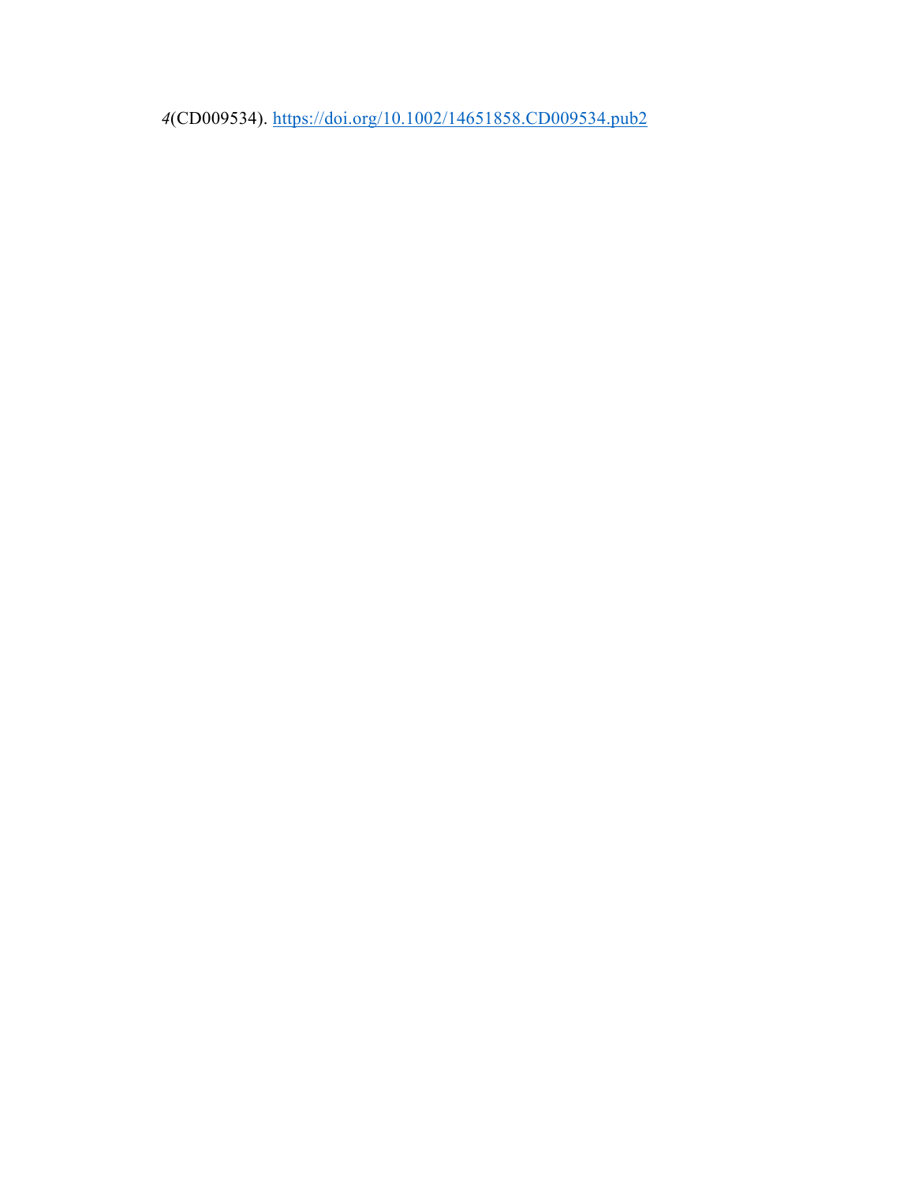*4*(CD009534). https://doi.org/10.1002/14651858.CD009534.pub2